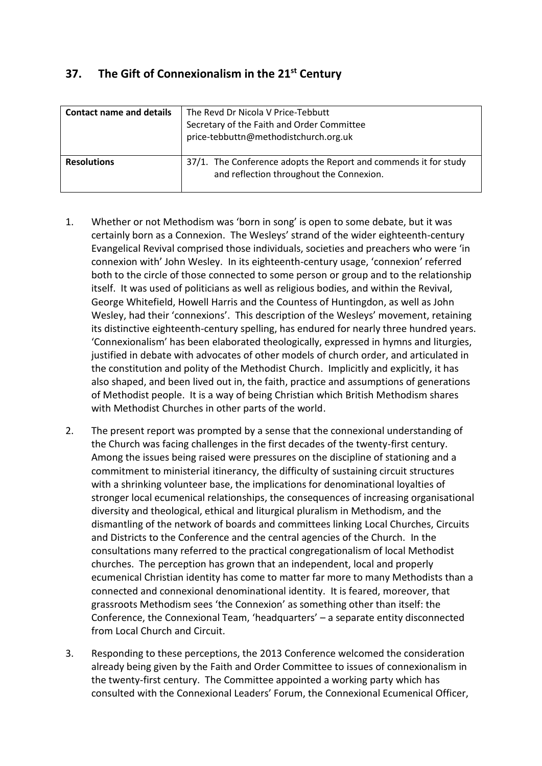## 37. The Gift of Connexionalism in the 21st Century

| Contact name and details | The Revd Dr Nicola V Price-Tebbutt<br>Secretary of the Faith and Order Committee<br>price-tebbuttn@methodistchurch.org.uk |
|---|---|
| **Resolutions** | 37/1. The Conference adopts the Report and commends it for study and reflection throughout the Connexion. |

1. Whether or not Methodism was 'born in song' is open to some debate, but it was certainly born as a Connexion. The Wesleys' strand of the wider eighteenth-century Evangelical Revival comprised those individuals, societies and preachers who were 'in connexion with' John Wesley. In its eighteenth-century usage, 'connexion' referred both to the circle of those connected to some person or group and to the relationship itself. It was used of politicians as well as religious bodies, and within the Revival, George Whitefield, Howell Harris and the Countess of Huntingdon, as well as John Wesley, had their 'connexions'. This description of the Wesleys' movement, retaining its distinctive eighteenth-century spelling, has endured for nearly three hundred years. 'Connexionalism' has been elaborated theologically, expressed in hymns and liturgies, justified in debate with advocates of other models of church order, and articulated in the constitution and polity of the Methodist Church. Implicitly and explicitly, it has also shaped, and been lived out in, the faith, practice and assumptions of generations of Methodist people. It is a way of being Christian which British Methodism shares with Methodist Churches in other parts of the world.

2. The present report was prompted by a sense that the connexional understanding of the Church was facing challenges in the first decades of the twenty-first century. Among the issues being raised were pressures on the discipline of stationing and a commitment to ministerial itinerancy, the difficulty of sustaining circuit structures with a shrinking volunteer base, the implications for denominational loyalties of stronger local ecumenical relationships, the consequences of increasing organisational diversity and theological, ethical and liturgical pluralism in Methodism, and the dismantling of the network of boards and committees linking Local Churches, Circuits and Districts to the Conference and the central agencies of the Church. In the consultations many referred to the practical congregationalism of local Methodist churches. The perception has grown that an independent, local and properly ecumenical Christian identity has come to matter far more to many Methodists than a connected and connexional denominational identity. It is feared, moreover, that grassroots Methodism sees 'the Connexion' as something other than itself: the Conference, the Connexional Team, 'headquarters' – a separate entity disconnected from Local Church and Circuit.

3. Responding to these perceptions, the 2013 Conference welcomed the consideration already being given by the Faith and Order Committee to issues of connexionalism in the twenty-first century. The Committee appointed a working party which has consulted with the Connexional Leaders' Forum, the Connexional Ecumenical Officer,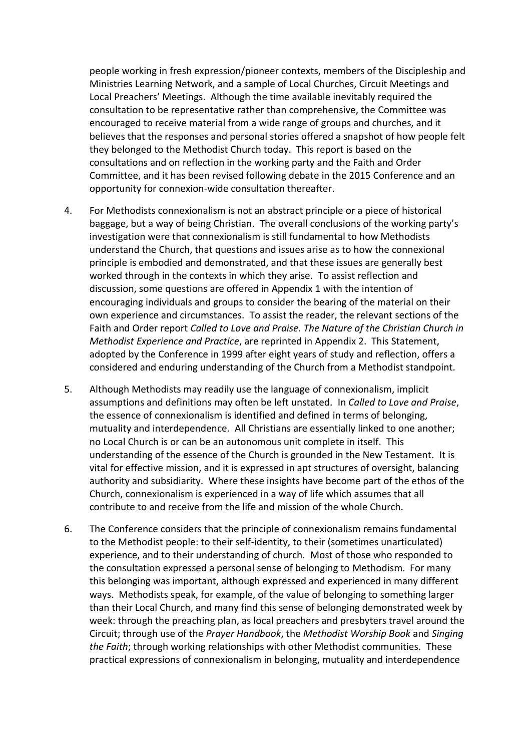people working in fresh expression/pioneer contexts, members of the Discipleship and Ministries Learning Network, and a sample of Local Churches, Circuit Meetings and Local Preachers' Meetings. Although the time available inevitably required the consultation to be representative rather than comprehensive, the Committee was encouraged to receive material from a wide range of groups and churches, and it believes that the responses and personal stories offered a snapshot of how people felt they belonged to the Methodist Church today. This report is based on the consultations and on reflection in the working party and the Faith and Order Committee, and it has been revised following debate in the 2015 Conference and an opportunity for connexion-wide consultation thereafter.

4. For Methodists connexionalism is not an abstract principle or a piece of historical baggage, but a way of being Christian. The overall conclusions of the working party's investigation were that connexionalism is still fundamental to how Methodists understand the Church, that questions and issues arise as to how the connexional principle is embodied and demonstrated, and that these issues are generally best worked through in the contexts in which they arise. To assist reflection and discussion, some questions are offered in Appendix 1 with the intention of encouraging individuals and groups to consider the bearing of the material on their own experience and circumstances. To assist the reader, the relevant sections of the Faith and Order report *Called to Love and Praise. The Nature of the Christian Church in Methodist Experience and Practice*, are reprinted in Appendix 2. This Statement, adopted by the Conference in 1999 after eight years of study and reflection, offers a considered and enduring understanding of the Church from a Methodist standpoint.

5. Although Methodists may readily use the language of connexionalism, implicit assumptions and definitions may often be left unstated. In *Called to Love and Praise*, the essence of connexionalism is identified and defined in terms of belonging, mutuality and interdependence. All Christians are essentially linked to one another; no Local Church is or can be an autonomous unit complete in itself. This understanding of the essence of the Church is grounded in the New Testament. It is vital for effective mission, and it is expressed in apt structures of oversight, balancing authority and subsidiarity. Where these insights have become part of the ethos of the Church, connexionalism is experienced in a way of life which assumes that all contribute to and receive from the life and mission of the whole Church.

6. The Conference considers that the principle of connexionalism remains fundamental to the Methodist people: to their self-identity, to their (sometimes unarticulated) experience, and to their understanding of church. Most of those who responded to the consultation expressed a personal sense of belonging to Methodism. For many this belonging was important, although expressed and experienced in many different ways. Methodists speak, for example, of the value of belonging to something larger than their Local Church, and many find this sense of belonging demonstrated week by week: through the preaching plan, as local preachers and presbyters travel around the Circuit; through use of the *Prayer Handbook*, the *Methodist Worship Book* and *Singing the Faith*; through working relationships with other Methodist communities. These practical expressions of connexionalism in belonging, mutuality and interdependence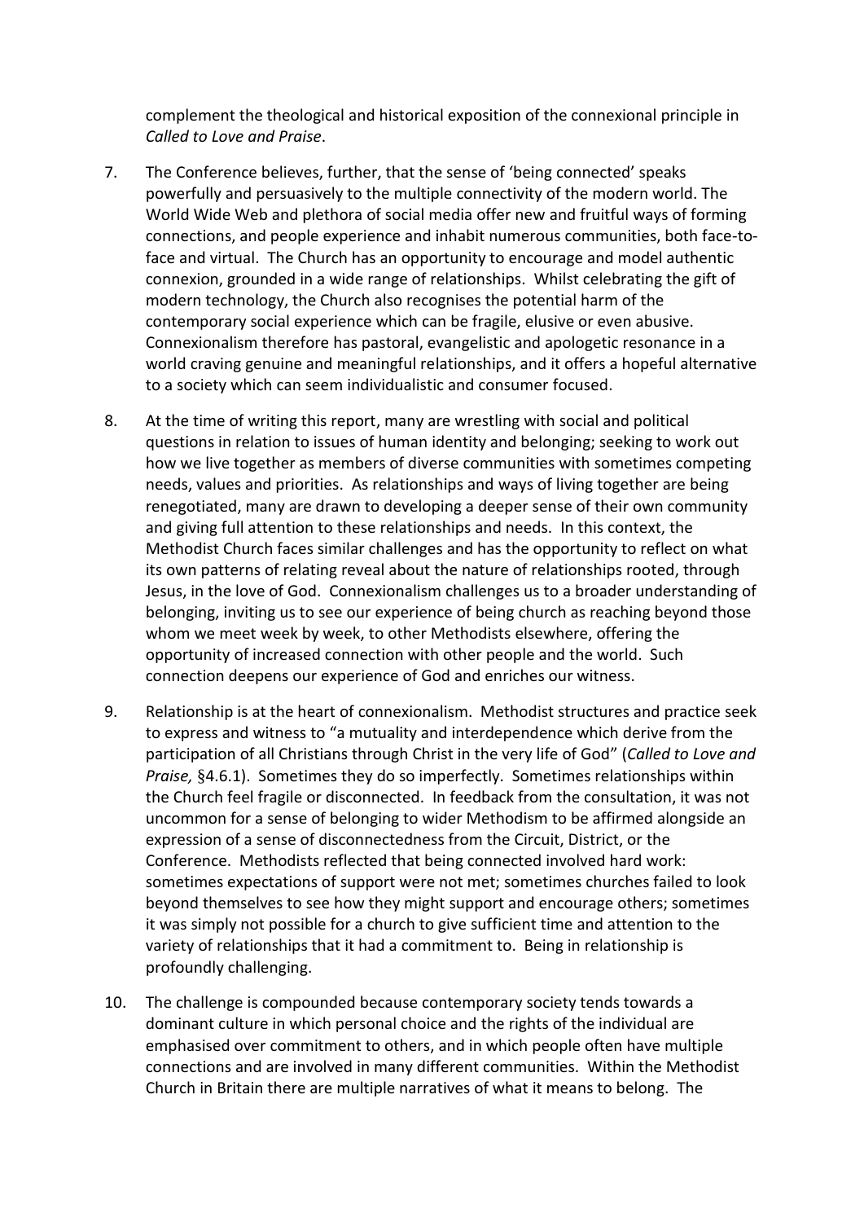complement the theological and historical exposition of the connexional principle in *Called to Love and Praise*.

7. The Conference believes, further, that the sense of 'being connected' speaks powerfully and persuasively to the multiple connectivity of the modern world. The World Wide Web and plethora of social media offer new and fruitful ways of forming connections, and people experience and inhabit numerous communities, both face-to-face and virtual. The Church has an opportunity to encourage and model authentic connexion, grounded in a wide range of relationships. Whilst celebrating the gift of modern technology, the Church also recognises the potential harm of the contemporary social experience which can be fragile, elusive or even abusive. Connexionalism therefore has pastoral, evangelistic and apologetic resonance in a world craving genuine and meaningful relationships, and it offers a hopeful alternative to a society which can seem individualistic and consumer focused.

8. At the time of writing this report, many are wrestling with social and political questions in relation to issues of human identity and belonging; seeking to work out how we live together as members of diverse communities with sometimes competing needs, values and priorities. As relationships and ways of living together are being renegotiated, many are drawn to developing a deeper sense of their own community and giving full attention to these relationships and needs. In this context, the Methodist Church faces similar challenges and has the opportunity to reflect on what its own patterns of relating reveal about the nature of relationships rooted, through Jesus, in the love of God. Connexionalism challenges us to a broader understanding of belonging, inviting us to see our experience of being church as reaching beyond those whom we meet week by week, to other Methodists elsewhere, offering the opportunity of increased connection with other people and the world. Such connection deepens our experience of God and enriches our witness.

9. Relationship is at the heart of connexionalism. Methodist structures and practice seek to express and witness to "a mutuality and interdependence which derive from the participation of all Christians through Christ in the very life of God" (*Called to Love and Praise,* §4.6.1). Sometimes they do so imperfectly. Sometimes relationships within the Church feel fragile or disconnected. In feedback from the consultation, it was not uncommon for a sense of belonging to wider Methodism to be affirmed alongside an expression of a sense of disconnectedness from the Circuit, District, or the Conference. Methodists reflected that being connected involved hard work: sometimes expectations of support were not met; sometimes churches failed to look beyond themselves to see how they might support and encourage others; sometimes it was simply not possible for a church to give sufficient time and attention to the variety of relationships that it had a commitment to. Being in relationship is profoundly challenging.

10. The challenge is compounded because contemporary society tends towards a dominant culture in which personal choice and the rights of the individual are emphasised over commitment to others, and in which people often have multiple connections and are involved in many different communities. Within the Methodist Church in Britain there are multiple narratives of what it means to belong. The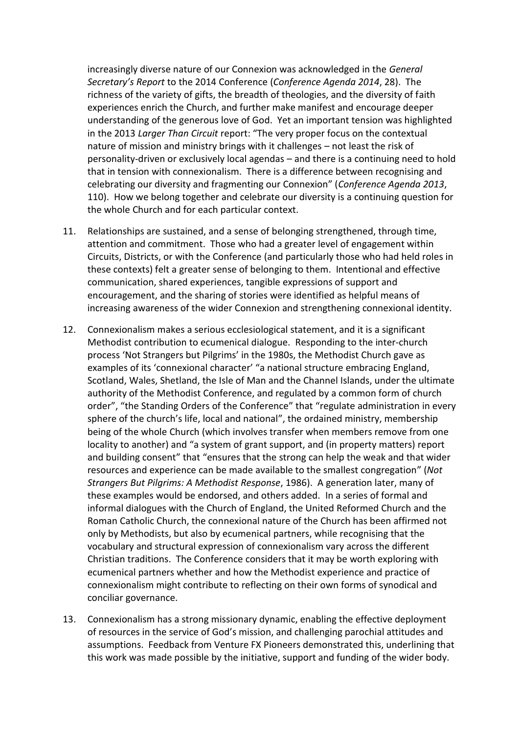increasingly diverse nature of our Connexion was acknowledged in the *General Secretary's Report* to the 2014 Conference (*Conference Agenda 2014*, 28). The richness of the variety of gifts, the breadth of theologies, and the diversity of faith experiences enrich the Church, and further make manifest and encourage deeper understanding of the generous love of God. Yet an important tension was highlighted in the 2013 *Larger Than Circuit* report: "The very proper focus on the contextual nature of mission and ministry brings with it challenges – not least the risk of personality-driven or exclusively local agendas – and there is a continuing need to hold that in tension with connexionalism. There is a difference between recognising and celebrating our diversity and fragmenting our Connexion" (*Conference Agenda 2013*, 110). How we belong together and celebrate our diversity is a continuing question for the whole Church and for each particular context.

11. Relationships are sustained, and a sense of belonging strengthened, through time, attention and commitment. Those who had a greater level of engagement within Circuits, Districts, or with the Conference (and particularly those who had held roles in these contexts) felt a greater sense of belonging to them. Intentional and effective communication, shared experiences, tangible expressions of support and encouragement, and the sharing of stories were identified as helpful means of increasing awareness of the wider Connexion and strengthening connexional identity.

12. Connexionalism makes a serious ecclesiological statement, and it is a significant Methodist contribution to ecumenical dialogue. Responding to the inter-church process 'Not Strangers but Pilgrims' in the 1980s, the Methodist Church gave as examples of its 'connexional character' "a national structure embracing England, Scotland, Wales, Shetland, the Isle of Man and the Channel Islands, under the ultimate authority of the Methodist Conference, and regulated by a common form of church order", "the Standing Orders of the Conference" that "regulate administration in every sphere of the church's life, local and national", the ordained ministry, membership being of the whole Church (which involves transfer when members remove from one locality to another) and "a system of grant support, and (in property matters) report and building consent" that "ensures that the strong can help the weak and that wider resources and experience can be made available to the smallest congregation" (*Not Strangers But Pilgrims: A Methodist Response*, 1986). A generation later, many of these examples would be endorsed, and others added. In a series of formal and informal dialogues with the Church of England, the United Reformed Church and the Roman Catholic Church, the connexional nature of the Church has been affirmed not only by Methodists, but also by ecumenical partners, while recognising that the vocabulary and structural expression of connexionalism vary across the different Christian traditions. The Conference considers that it may be worth exploring with ecumenical partners whether and how the Methodist experience and practice of connexionalism might contribute to reflecting on their own forms of synodical and conciliar governance.

13. Connexionalism has a strong missionary dynamic, enabling the effective deployment of resources in the service of God's mission, and challenging parochial attitudes and assumptions. Feedback from Venture FX Pioneers demonstrated this, underlining that this work was made possible by the initiative, support and funding of the wider body.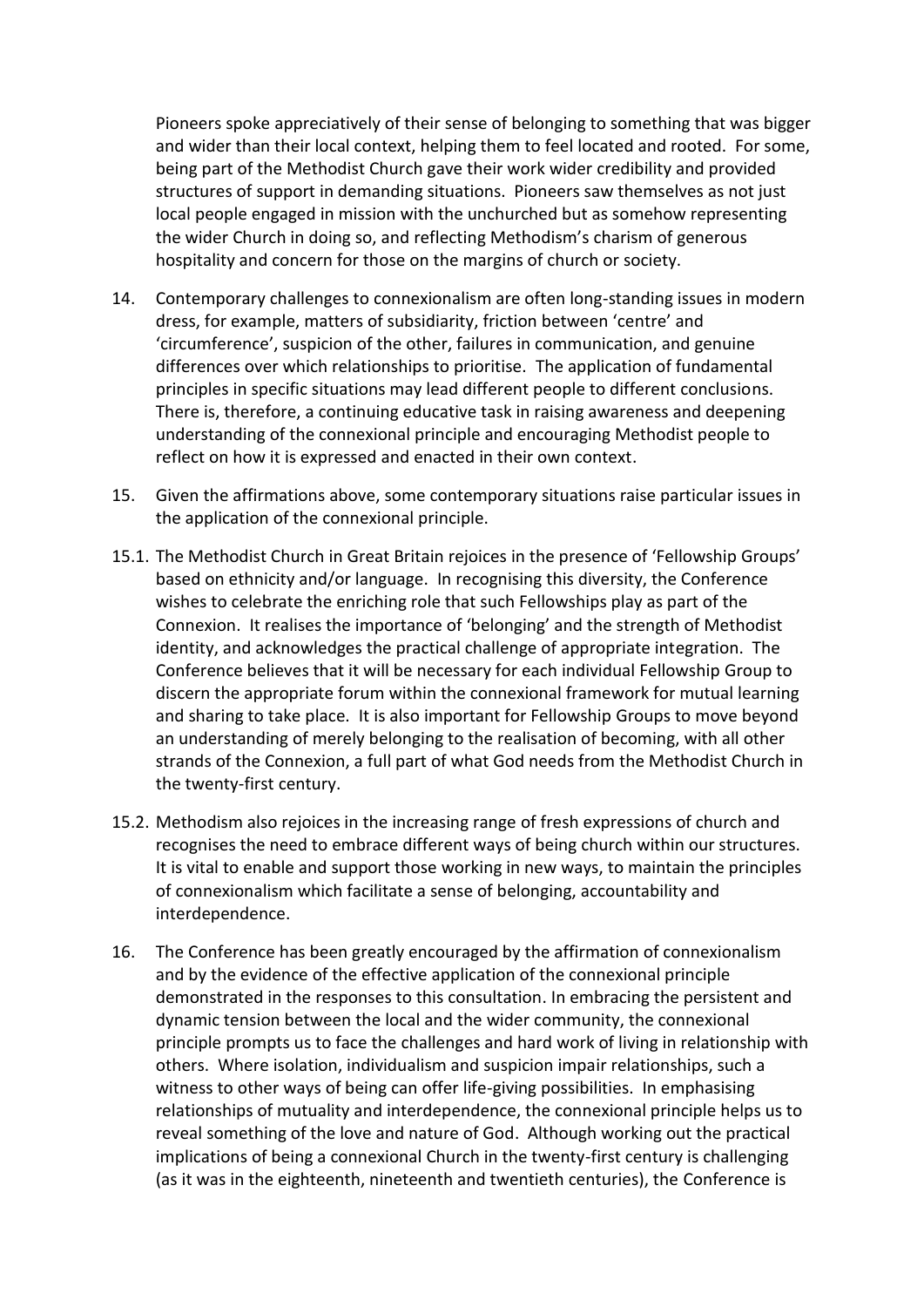Pioneers spoke appreciatively of their sense of belonging to something that was bigger and wider than their local context, helping them to feel located and rooted. For some, being part of the Methodist Church gave their work wider credibility and provided structures of support in demanding situations. Pioneers saw themselves as not just local people engaged in mission with the unchurched but as somehow representing the wider Church in doing so, and reflecting Methodism's charism of generous hospitality and concern for those on the margins of church or society.

14. Contemporary challenges to connexionalism are often long-standing issues in modern dress, for example, matters of subsidiarity, friction between 'centre' and 'circumference', suspicion of the other, failures in communication, and genuine differences over which relationships to prioritise. The application of fundamental principles in specific situations may lead different people to different conclusions. There is, therefore, a continuing educative task in raising awareness and deepening understanding of the connexional principle and encouraging Methodist people to reflect on how it is expressed and enacted in their own context.

15. Given the affirmations above, some contemporary situations raise particular issues in the application of the connexional principle.

15.1. The Methodist Church in Great Britain rejoices in the presence of 'Fellowship Groups' based on ethnicity and/or language. In recognising this diversity, the Conference wishes to celebrate the enriching role that such Fellowships play as part of the Connexion. It realises the importance of 'belonging' and the strength of Methodist identity, and acknowledges the practical challenge of appropriate integration. The Conference believes that it will be necessary for each individual Fellowship Group to discern the appropriate forum within the connexional framework for mutual learning and sharing to take place. It is also important for Fellowship Groups to move beyond an understanding of merely belonging to the realisation of becoming, with all other strands of the Connexion, a full part of what God needs from the Methodist Church in the twenty-first century.

15.2. Methodism also rejoices in the increasing range of fresh expressions of church and recognises the need to embrace different ways of being church within our structures. It is vital to enable and support those working in new ways, to maintain the principles of connexionalism which facilitate a sense of belonging, accountability and interdependence.

16. The Conference has been greatly encouraged by the affirmation of connexionalism and by the evidence of the effective application of the connexional principle demonstrated in the responses to this consultation. In embracing the persistent and dynamic tension between the local and the wider community, the connexional principle prompts us to face the challenges and hard work of living in relationship with others. Where isolation, individualism and suspicion impair relationships, such a witness to other ways of being can offer life-giving possibilities. In emphasising relationships of mutuality and interdependence, the connexional principle helps us to reveal something of the love and nature of God. Although working out the practical implications of being a connexional Church in the twenty-first century is challenging (as it was in the eighteenth, nineteenth and twentieth centuries), the Conference is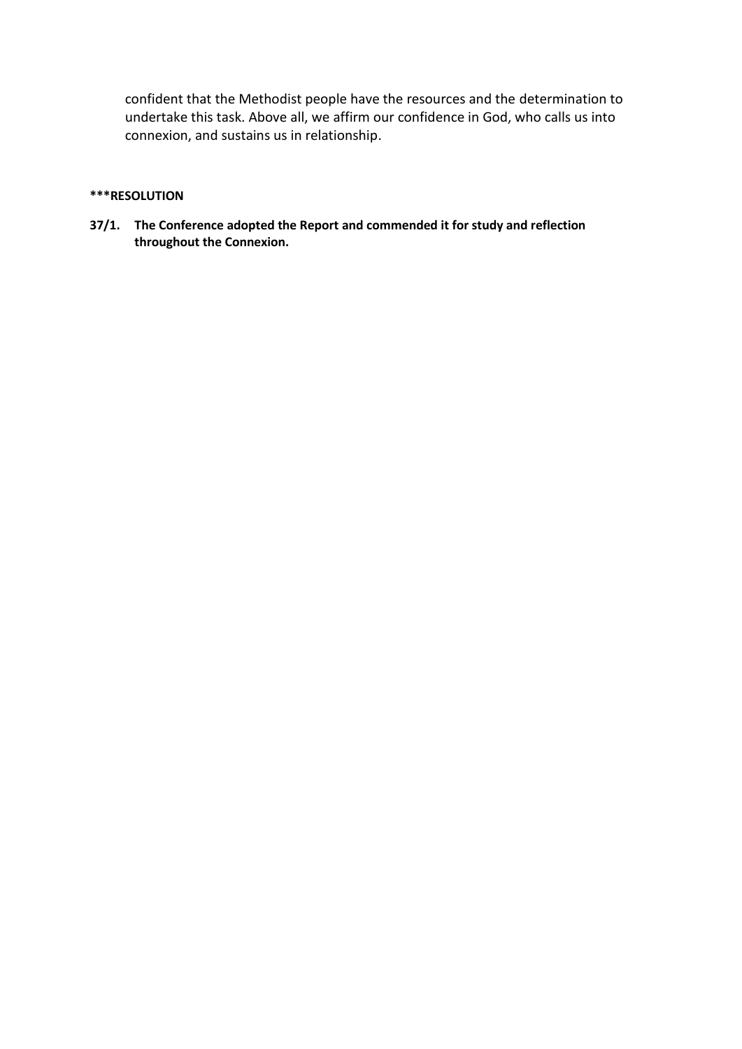confident that the Methodist people have the resources and the determination to undertake this task. Above all, we affirm our confidence in God, who calls us into connexion, and sustains us in relationship.

**\*\*\*RESOLUTION**

**37/1. The Conference adopted the Report and commended it for study and reflection throughout the Connexion.**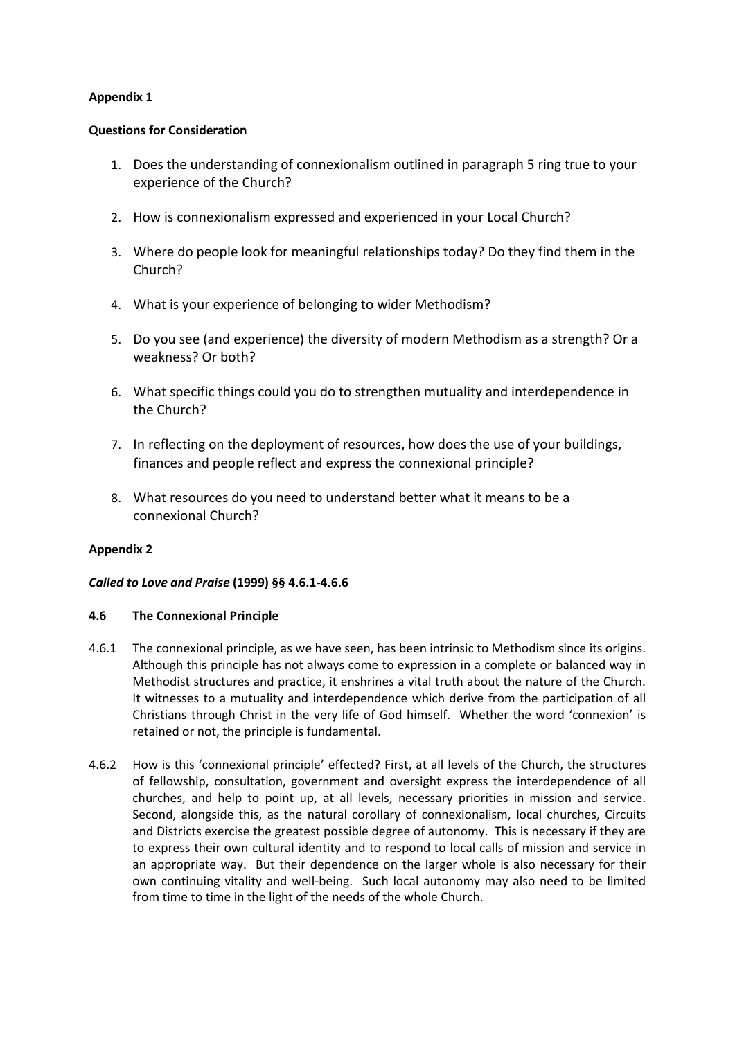**Appendix 1**

**Questions for Consideration**

1. Does the understanding of connexionalism outlined in paragraph 5 ring true to your experience of the Church?

2. How is connexionalism expressed and experienced in your Local Church?

3. Where do people look for meaningful relationships today? Do they find them in the Church?

4. What is your experience of belonging to wider Methodism?

5. Do you see (and experience) the diversity of modern Methodism as a strength? Or a weakness? Or both?

6. What specific things could you do to strengthen mutuality and interdependence in the Church?

7. In reflecting on the deployment of resources, how does the use of your buildings, finances and people reflect and express the connexional principle?

8. What resources do you need to understand better what it means to be a connexional Church?

**Appendix 2**

***Called to Love and Praise* (1999) §§ 4.6.1-4.6.6**

**4.6 The Connexional Principle**

4.6.1 The connexional principle, as we have seen, has been intrinsic to Methodism since its origins. Although this principle has not always come to expression in a complete or balanced way in Methodist structures and practice, it enshrines a vital truth about the nature of the Church. It witnesses to a mutuality and interdependence which derive from the participation of all Christians through Christ in the very life of God himself. Whether the word 'connexion' is retained or not, the principle is fundamental.

4.6.2 How is this 'connexional principle' effected? First, at all levels of the Church, the structures of fellowship, consultation, government and oversight express the interdependence of all churches, and help to point up, at all levels, necessary priorities in mission and service. Second, alongside this, as the natural corollary of connexionalism, local churches, Circuits and Districts exercise the greatest possible degree of autonomy. This is necessary if they are to express their own cultural identity and to respond to local calls of mission and service in an appropriate way. But their dependence on the larger whole is also necessary for their own continuing vitality and well-being. Such local autonomy may also need to be limited from time to time in the light of the needs of the whole Church.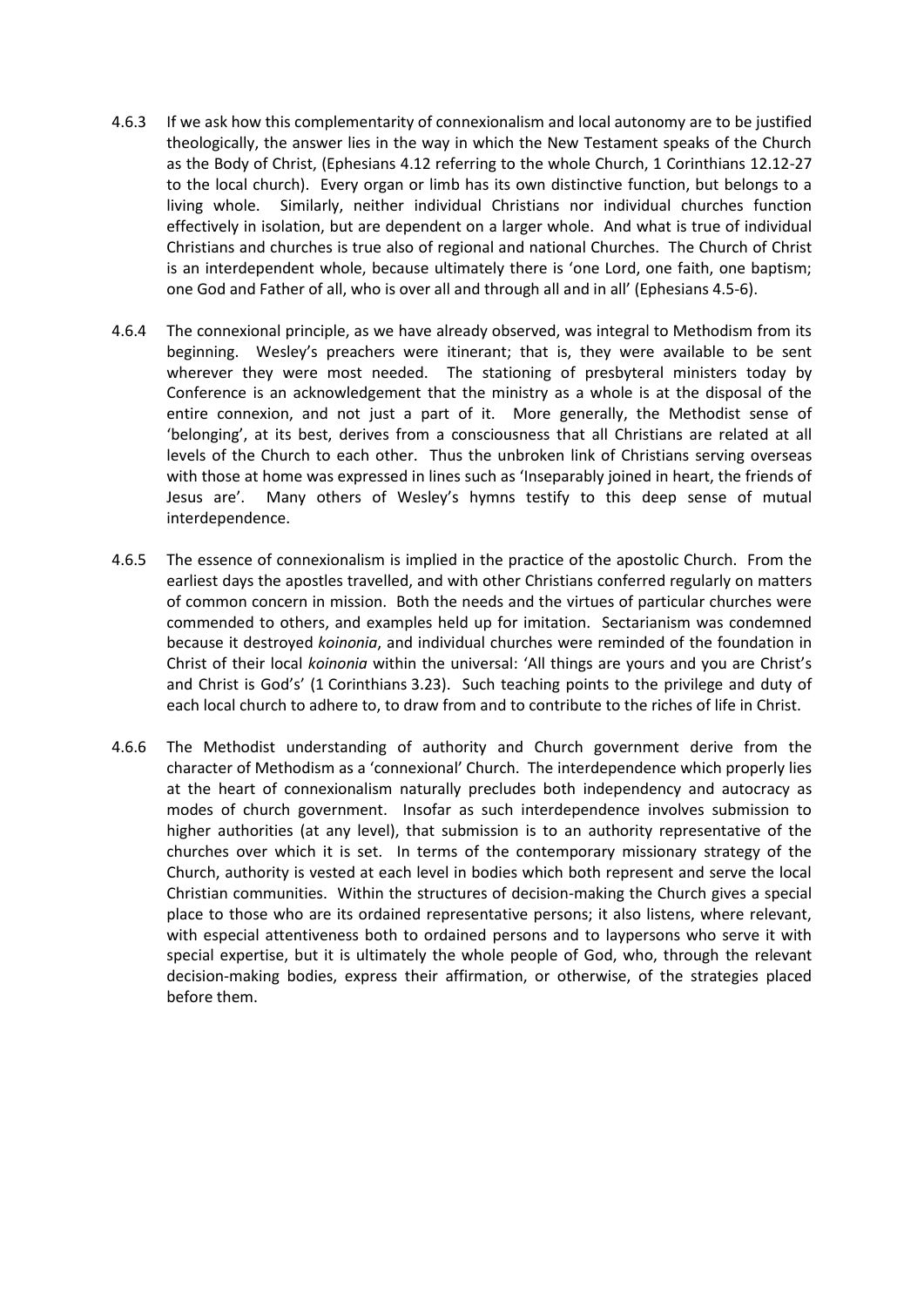4.6.3 If we ask how this complementarity of connexionalism and local autonomy are to be justified theologically, the answer lies in the way in which the New Testament speaks of the Church as the Body of Christ, (Ephesians 4.12 referring to the whole Church, 1 Corinthians 12.12-27 to the local church). Every organ or limb has its own distinctive function, but belongs to a living whole. Similarly, neither individual Christians nor individual churches function effectively in isolation, but are dependent on a larger whole. And what is true of individual Christians and churches is true also of regional and national Churches. The Church of Christ is an interdependent whole, because ultimately there is 'one Lord, one faith, one baptism; one God and Father of all, who is over all and through all and in all' (Ephesians 4.5-6).

4.6.4 The connexional principle, as we have already observed, was integral to Methodism from its beginning. Wesley's preachers were itinerant; that is, they were available to be sent wherever they were most needed. The stationing of presbyteral ministers today by Conference is an acknowledgement that the ministry as a whole is at the disposal of the entire connexion, and not just a part of it. More generally, the Methodist sense of 'belonging', at its best, derives from a consciousness that all Christians are related at all levels of the Church to each other. Thus the unbroken link of Christians serving overseas with those at home was expressed in lines such as 'Inseparably joined in heart, the friends of Jesus are'. Many others of Wesley's hymns testify to this deep sense of mutual interdependence.

4.6.5 The essence of connexionalism is implied in the practice of the apostolic Church. From the earliest days the apostles travelled, and with other Christians conferred regularly on matters of common concern in mission. Both the needs and the virtues of particular churches were commended to others, and examples held up for imitation. Sectarianism was condemned because it destroyed *koinonia*, and individual churches were reminded of the foundation in Christ of their local *koinonia* within the universal: 'All things are yours and you are Christ's and Christ is God's' (1 Corinthians 3.23). Such teaching points to the privilege and duty of each local church to adhere to, to draw from and to contribute to the riches of life in Christ.

4.6.6 The Methodist understanding of authority and Church government derive from the character of Methodism as a 'connexional' Church. The interdependence which properly lies at the heart of connexionalism naturally precludes both independency and autocracy as modes of church government. Insofar as such interdependence involves submission to higher authorities (at any level), that submission is to an authority representative of the churches over which it is set. In terms of the contemporary missionary strategy of the Church, authority is vested at each level in bodies which both represent and serve the local Christian communities. Within the structures of decision-making the Church gives a special place to those who are its ordained representative persons; it also listens, where relevant, with especial attentiveness both to ordained persons and to laypersons who serve it with special expertise, but it is ultimately the whole people of God, who, through the relevant decision-making bodies, express their affirmation, or otherwise, of the strategies placed before them.